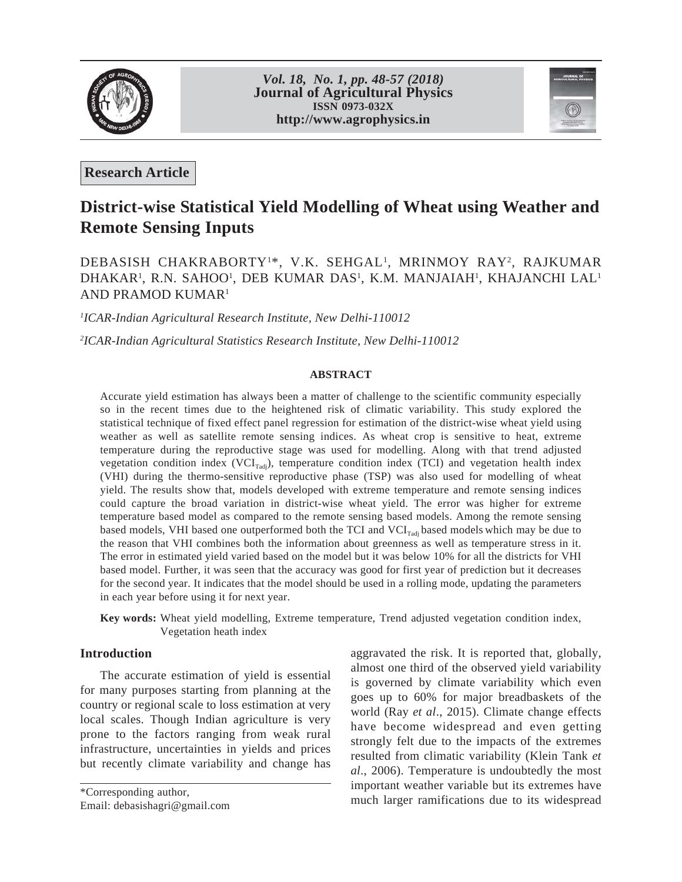Research Article

# District-wise Statistical Yield Modelling of Wheat using Weather and Remote Sensing Inputs

DEBASISH CHAKRABORTY[1]*, V.K. SEHGAL[1], MRINMOY RAY[2], RAJKUMAR DHAKAR[1], R.N. SAHOO[1], DEB KUMAR DAS[1], K.M. MANJAIAH[1], KHAJANCHI LAL[1] AND PRAMOD KUMAR[1]

[1]*ICAR-Indian Agricultural Research Institute, New Delhi-110012*

[2]*ICAR-Indian Agricultural Statistics Research Institute, New Delhi-110012*

## ABSTRACT

Accurate yield estimation has always been a matter of challenge to the scientific community especially so in the recent times due to the heightened risk of climatic variability. This study explored the statistical technique of fixed effect panel regression for estimation of the district-wise wheat yield using weather as well as satellite remote sensing indices. As wheat crop is sensitive to heat, extreme temperature during the reproductive stage was used for modelling. Along with that trend adjusted vegetation condition index ($VCI_{Tadj}$), temperature condition index (TCI) and vegetation health index (VHI) during the thermo-sensitive reproductive phase (TSP) was also used for modelling of wheat yield. The results show that, models developed with extreme temperature and remote sensing indices could capture the broad variation in district-wise wheat yield. The error was higher for extreme temperature based model as compared to the remote sensing based models. Among the remote sensing based models, VHI based one outperformed both the TCI and $VCI_{Tadj}$ based models which may be due to the reason that VHI combines both the information about greenness as well as temperature stress in it. The error in estimated yield varied based on the model but it was below 10% for all the districts for VHI based model. Further, it was seen that the accuracy was good for first year of prediction but it decreases for the second year. It indicates that the model should be used in a rolling mode, updating the parameters in each year before using it for next year.

**Key words:** Wheat yield modelling, Extreme temperature, Trend adjusted vegetation condition index, Vegetation heath index

## Introduction

The accurate estimation of yield is essential for many purposes starting from planning at the country or regional scale to loss estimation at very local scales. Though Indian agriculture is very prone to the factors ranging from weak rural infrastructure, uncertainties in yields and prices but recently climate variability and change has aggravated the risk. It is reported that, globally, almost one third of the observed yield variability is governed by climate variability which even goes up to 60% for major breadbaskets of the world (Ray *et al*., 2015). Climate change effects have become widespread and even getting strongly felt due to the impacts of the extremes resulted from climatic variability (Klein Tank *et al*., 2006). Temperature is undoubtedly the most important weather variable but its extremes have much larger ramifications due to its widespread

*Corresponding author,
Email: debasishagri@gmail.com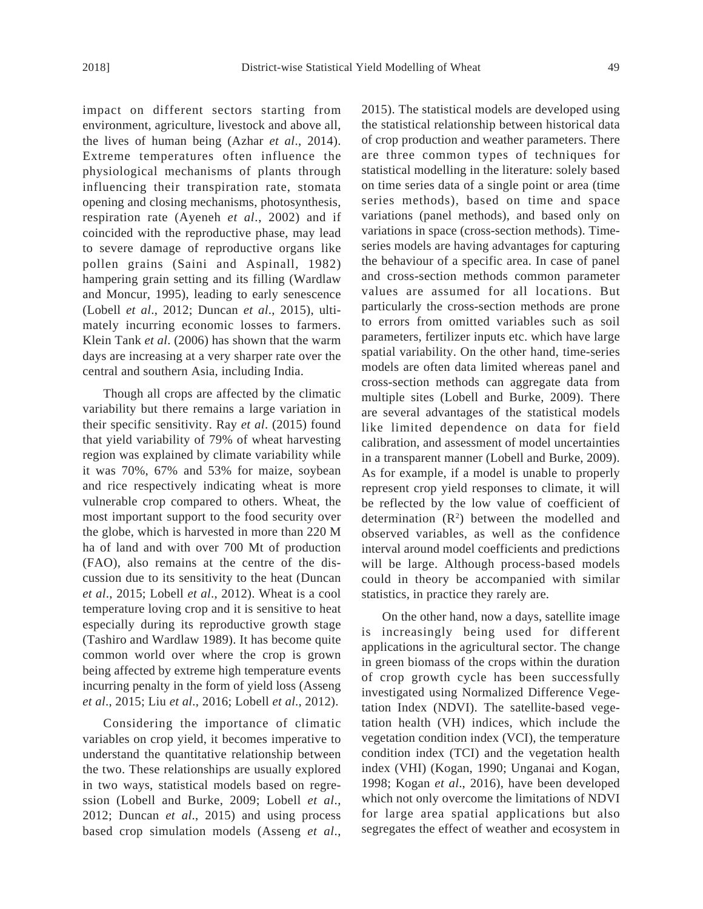impact on different sectors starting from environment, agriculture, livestock and above all, the lives of human being (Azhar *et al*., 2014). Extreme temperatures often influence the physiological mechanisms of plants through influencing their transpiration rate, stomata opening and closing mechanisms, photosynthesis, respiration rate (Ayeneh *et al*., 2002) and if coincided with the reproductive phase, may lead to severe damage of reproductive organs like pollen grains (Saini and Aspinall, 1982) hampering grain setting and its filling (Wardlaw and Moncur, 1995), leading to early senescence (Lobell *et al*., 2012; Duncan *et al*., 2015), ultimately incurring economic losses to farmers. Klein Tank *et al*. (2006) has shown that the warm days are increasing at a very sharper rate over the central and southern Asia, including India.

Though all crops are affected by the climatic variability but there remains a large variation in their specific sensitivity. Ray *et al*. (2015) found that yield variability of 79% of wheat harvesting region was explained by climate variability while it was 70%, 67% and 53% for maize, soybean and rice respectively indicating wheat is more vulnerable crop compared to others. Wheat, the most important support to the food security over the globe, which is harvested in more than 220 M ha of land and with over 700 Mt of production (FAO), also remains at the centre of the discussion due to its sensitivity to the heat (Duncan *et al*., 2015; Lobell *et al*., 2012). Wheat is a cool temperature loving crop and it is sensitive to heat especially during its reproductive growth stage (Tashiro and Wardlaw 1989). It has become quite common world over where the crop is grown being affected by extreme high temperature events incurring penalty in the form of yield loss (Asseng *et al*., 2015; Liu *et al*., 2016; Lobell *et al*., 2012).

Considering the importance of climatic variables on crop yield, it becomes imperative to understand the quantitative relationship between the two. These relationships are usually explored in two ways, statistical models based on regression (Lobell and Burke, 2009; Lobell *et al*., 2012; Duncan *et al*., 2015) and using process based crop simulation models (Asseng *et al*., 2015). The statistical models are developed using the statistical relationship between historical data of crop production and weather parameters. There are three common types of techniques for statistical modelling in the literature: solely based on time series data of a single point or area (time series methods), based on time and space variations (panel methods), and based only on variations in space (cross-section methods). Time-series models are having advantages for capturing the behaviour of a specific area. In case of panel and cross-section methods common parameter values are assumed for all locations. But particularly the cross-section methods are prone to errors from omitted variables such as soil parameters, fertilizer inputs etc. which have large spatial variability. On the other hand, time-series models are often data limited whereas panel and cross-section methods can aggregate data from multiple sites (Lobell and Burke, 2009). There are several advantages of the statistical models like limited dependence on data for field calibration, and assessment of model uncertainties in a transparent manner (Lobell and Burke, 2009). As for example, if a model is unable to properly represent crop yield responses to climate, it will be reflected by the low value of coefficient of determination ($R^2$) between the modelled and observed variables, as well as the confidence interval around model coefficients and predictions will be large. Although process-based models could in theory be accompanied with similar statistics, in practice they rarely are.

On the other hand, now a days, satellite image is increasingly being used for different applications in the agricultural sector. The change in green biomass of the crops within the duration of crop growth cycle has been successfully investigated using Normalized Difference Vegetation Index (NDVI). The satellite-based vegetation health (VH) indices, which include the vegetation condition index (VCI), the temperature condition index (TCI) and the vegetation health index (VHI) (Kogan, 1990; Unganai and Kogan, 1998; Kogan *et al*., 2016), have been developed which not only overcome the limitations of NDVI for large area spatial applications but also segregates the effect of weather and ecosystem in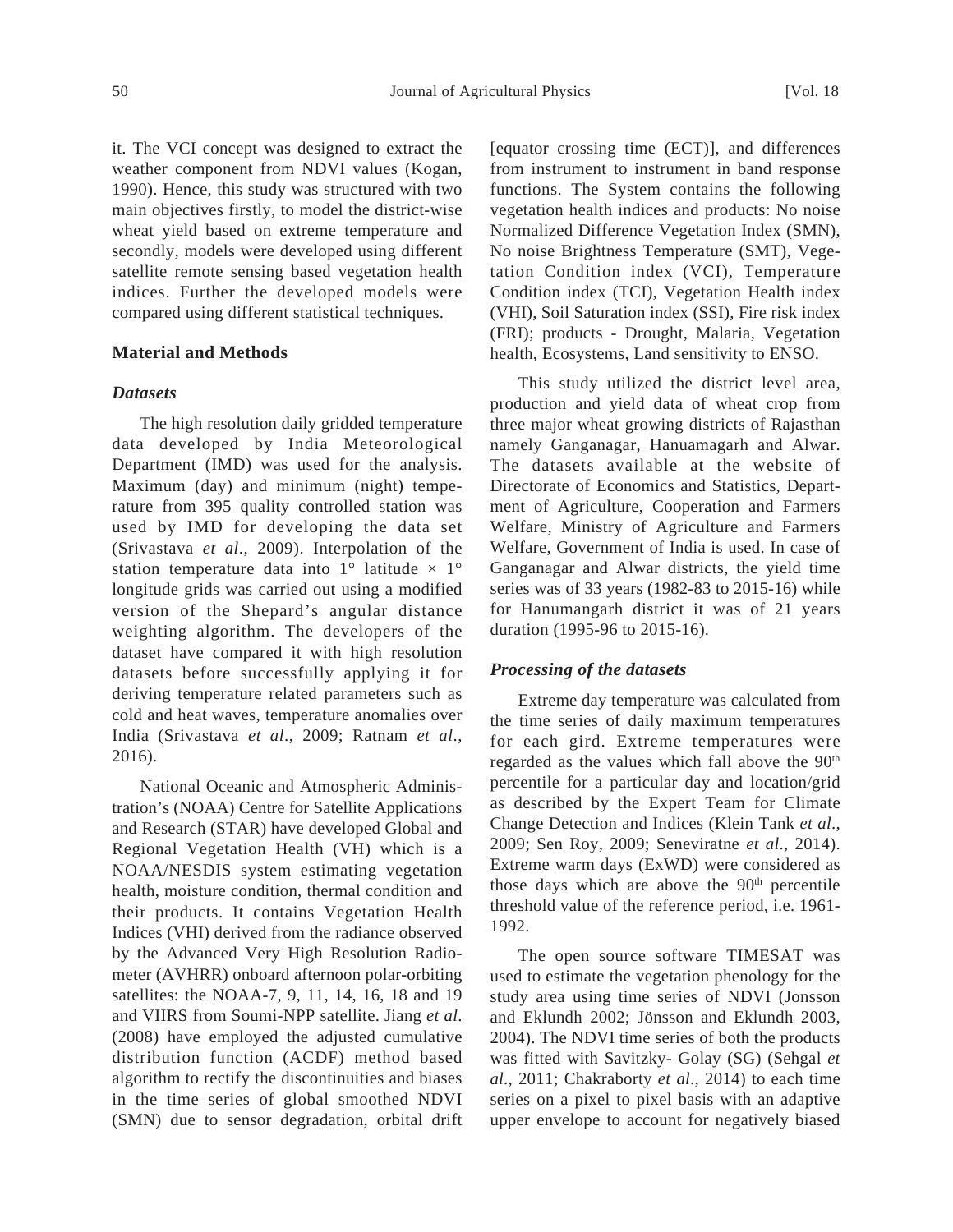it. The VCI concept was designed to extract the weather component from NDVI values (Kogan, 1990). Hence, this study was structured with two main objectives firstly, to model the district-wise wheat yield based on extreme temperature and secondly, models were developed using different satellite remote sensing based vegetation health indices. Further the developed models were compared using different statistical techniques.

## Material and Methods

### *Datasets*

The high resolution daily gridded temperature data developed by India Meteorological Department (IMD) was used for the analysis. Maximum (day) and minimum (night) temperature from 395 quality controlled station was used by IMD for developing the data set (Srivastava *et al*., 2009). Interpolation of the station temperature data into 1° latitude × 1° longitude grids was carried out using a modified version of the Shepard's angular distance weighting algorithm. The developers of the dataset have compared it with high resolution datasets before successfully applying it for deriving temperature related parameters such as cold and heat waves, temperature anomalies over India (Srivastava *et al*., 2009; Ratnam *et al*., 2016).

National Oceanic and Atmospheric Administration's (NOAA) Centre for Satellite Applications and Research (STAR) have developed Global and Regional Vegetation Health (VH) which is a NOAA/NESDIS system estimating vegetation health, moisture condition, thermal condition and their products. It contains Vegetation Health Indices (VHI) derived from the radiance observed by the Advanced Very High Resolution Radiometer (AVHRR) onboard afternoon polar-orbiting satellites: the NOAA-7, 9, 11, 14, 16, 18 and 19 and VIIRS from Soumi-NPP satellite. Jiang *et al*. (2008) have employed the adjusted cumulative distribution function (ACDF) method based algorithm to rectify the discontinuities and biases in the time series of global smoothed NDVI (SMN) due to sensor degradation, orbital drift [equator crossing time (ECT)], and differences from instrument to instrument in band response functions. The System contains the following vegetation health indices and products: No noise Normalized Difference Vegetation Index (SMN), No noise Brightness Temperature (SMT), Vegetation Condition index (VCI), Temperature Condition index (TCI), Vegetation Health index (VHI), Soil Saturation index (SSI), Fire risk index (FRI); products - Drought, Malaria, Vegetation health, Ecosystems, Land sensitivity to ENSO.

This study utilized the district level area, production and yield data of wheat crop from three major wheat growing districts of Rajasthan namely Ganganagar, Hanuamagarh and Alwar. The datasets available at the website of Directorate of Economics and Statistics, Department of Agriculture, Cooperation and Farmers Welfare, Ministry of Agriculture and Farmers Welfare, Government of India is used. In case of Ganganagar and Alwar districts, the yield time series was of 33 years (1982-83 to 2015-16) while for Hanumangarh district it was of 21 years duration (1995-96 to 2015-16).

### *Processing of the datasets*

Extreme day temperature was calculated from the time series of daily maximum temperatures for each gird. Extreme temperatures were regarded as the values which fall above the 90$^{th}$ percentile for a particular day and location/grid as described by the Expert Team for Climate Change Detection and Indices (Klein Tank *et al*., 2009; Sen Roy, 2009; Seneviratne *et al*., 2014). Extreme warm days (ExWD) were considered as those days which are above the 90$^{th}$ percentile threshold value of the reference period, i.e. 1961-1992.

The open source software TIMESAT was used to estimate the vegetation phenology for the study area using time series of NDVI (Jonsson and Eklundh 2002; Jönsson and Eklundh 2003, 2004). The NDVI time series of both the products was fitted with Savitzky- Golay (SG) (Sehgal *et al*., 2011; Chakraborty *et al*., 2014) to each time series on a pixel to pixel basis with an adaptive upper envelope to account for negatively biased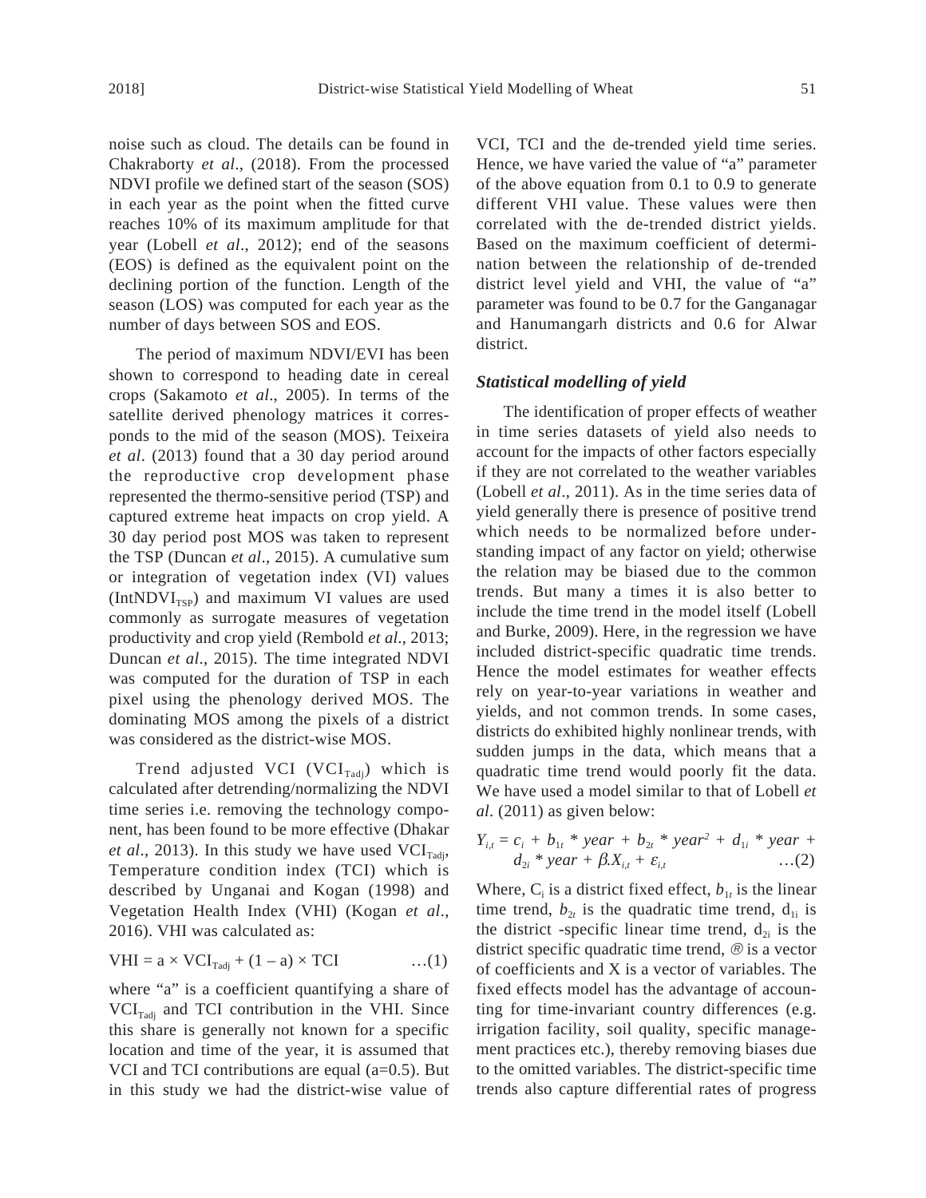noise such as cloud. The details can be found in Chakraborty *et al*., (2018). From the processed NDVI profile we defined start of the season (SOS) in each year as the point when the fitted curve reaches 10% of its maximum amplitude for that year (Lobell *et al*., 2012); end of the seasons (EOS) is defined as the equivalent point on the declining portion of the function. Length of the season (LOS) was computed for each year as the number of days between SOS and EOS.

The period of maximum NDVI/EVI has been shown to correspond to heading date in cereal crops (Sakamoto *et al*., 2005). In terms of the satellite derived phenology matrices it corresponds to the mid of the season (MOS). Teixeira *et al*. (2013) found that a 30 day period around the reproductive crop development phase represented the thermo-sensitive period (TSP) and captured extreme heat impacts on crop yield. A 30 day period post MOS was taken to represent the TSP (Duncan *et al*., 2015). A cumulative sum or integration of vegetation index (VI) values ($IntNDVI_{TSP}$) and maximum VI values are used commonly as surrogate measures of vegetation productivity and crop yield (Rembold *et al*., 2013; Duncan *et al*., 2015). The time integrated NDVI was computed for the duration of TSP in each pixel using the phenology derived MOS. The dominating MOS among the pixels of a district was considered as the district-wise MOS.

Trend adjusted VCI ($VCI_{Tadj}$) which is calculated after detrending/normalizing the NDVI time series i.e. removing the technology component, has been found to be more effective (Dhakar *et al*., 2013). In this study we have used $VCI_{Tadj}$, Temperature condition index (TCI) which is described by Unganai and Kogan (1998) and Vegetation Health Index (VHI) (Kogan *et al*., 2016). VHI was calculated as:

$$VHI = a \times VCI_{Tadj} + (1 - a) \times TCI \qquad \ldots(1)$$

where "a" is a coefficient quantifying a share of $VCI_{Tadj}$ and TCI contribution in the VHI. Since this share is generally not known for a specific location and time of the year, it is assumed that VCI and TCI contributions are equal (a=0.5). But in this study we had the district-wise value of VCI, TCI and the de-trended yield time series. Hence, we have varied the value of "a" parameter of the above equation from 0.1 to 0.9 to generate different VHI value. These values were then correlated with the de-trended district yields. Based on the maximum coefficient of determination between the relationship of de-trended district level yield and VHI, the value of "a" parameter was found to be 0.7 for the Ganganagar and Hanumangarh districts and 0.6 for Alwar district.

### *Statistical modelling of yield*

The identification of proper effects of weather in time series datasets of yield also needs to account for the impacts of other factors especially if they are not correlated to the weather variables (Lobell *et al*., 2011). As in the time series data of yield generally there is presence of positive trend which needs to be normalized before understanding impact of any factor on yield; otherwise the relation may be biased due to the common trends. But many a times it is also better to include the time trend in the model itself (Lobell and Burke, 2009). Here, in the regression we have included district-specific quadratic time trends. Hence the model estimates for weather effects rely on year-to-year variations in weather and yields, and not common trends. In some cases, districts do exhibited highly nonlinear trends, with sudden jumps in the data, which means that a quadratic time trend would poorly fit the data. We have used a model similar to that of Lobell *et al*. (2011) as given below:

$$Y_{i,t} = c_i + b_{1t} * year + b_{2t} * year^2 + d_{1i} * year + d_{2i} * year + \beta.X_{i,t} + \varepsilon_{i,t} \qquad \ldots(2)$$

Where, $C_i$ is a district fixed effect, $b_{1t}$ is the linear time trend, $b_{2t}$ is the quadratic time trend, $d_{1i}$ is the district -specific linear time trend, $d_{2i}$ is the district specific quadratic time trend, ® is a vector of coefficients and X is a vector of variables. The fixed effects model has the advantage of accounting for time-invariant country differences (e.g. irrigation facility, soil quality, specific management practices etc.), thereby removing biases due to the omitted variables. The district-specific time trends also capture differential rates of progress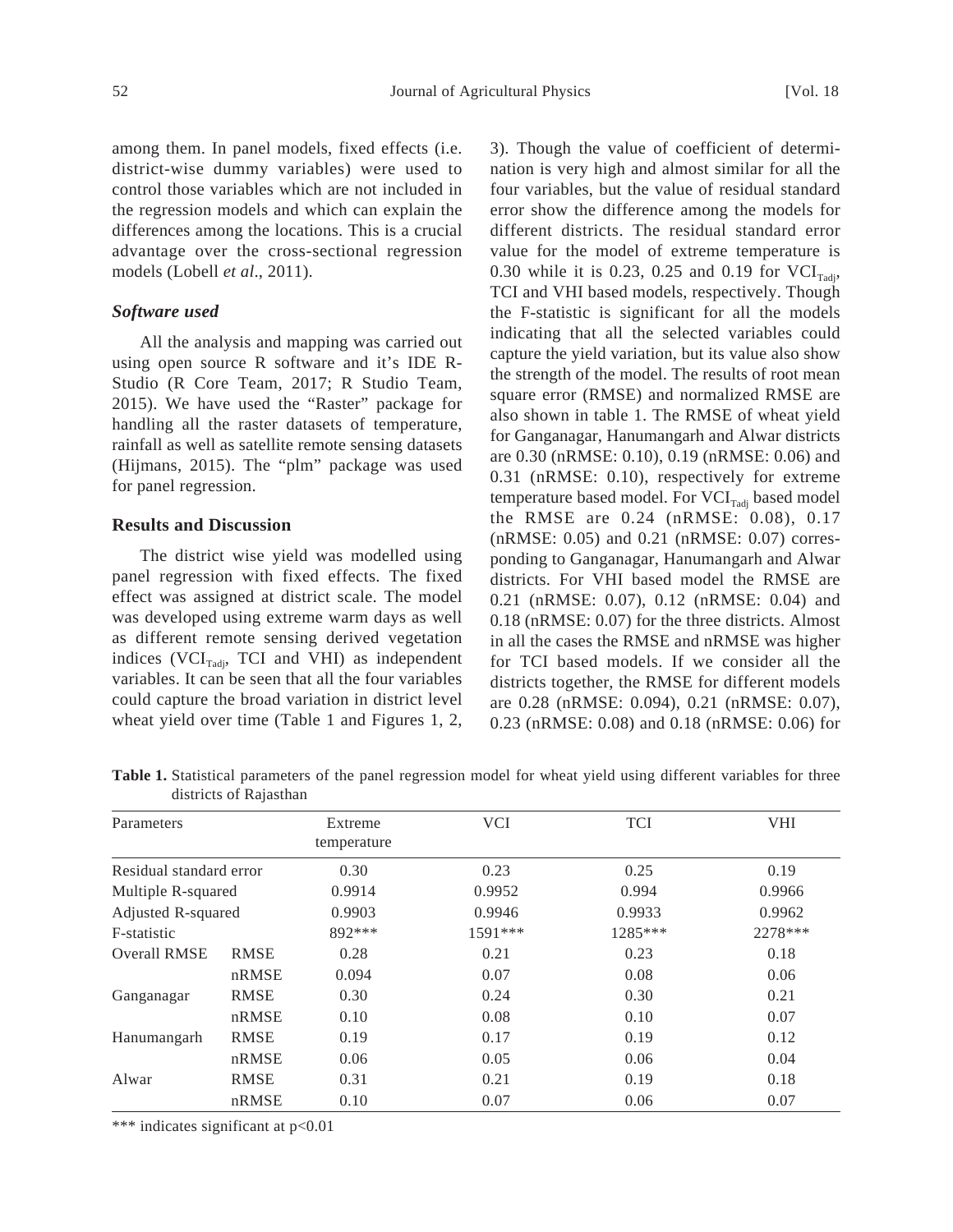among them. In panel models, fixed effects (i.e. district-wise dummy variables) were used to control those variables which are not included in the regression models and which can explain the differences among the locations. This is a crucial advantage over the cross-sectional regression models (Lobell *et al*., 2011).

### *Software used*

All the analysis and mapping was carried out using open source R software and it's IDE R-Studio (R Core Team, 2017; R Studio Team, 2015). We have used the "Raster" package for handling all the raster datasets of temperature, rainfall as well as satellite remote sensing datasets (Hijmans, 2015). The "plm" package was used for panel regression.

## Results and Discussion

The district wise yield was modelled using panel regression with fixed effects. The fixed effect was assigned at district scale. The model was developed using extreme warm days as well as different remote sensing derived vegetation indices ($VCI_{Tadj}$, TCI and VHI) as independent variables. It can be seen that all the four variables could capture the broad variation in district level wheat yield over time (Table 1 and Figures 1, 2, 3). Though the value of coefficient of determination is very high and almost similar for all the four variables, but the value of residual standard error show the difference among the models for different districts. The residual standard error value for the model of extreme temperature is 0.30 while it is 0.23, 0.25 and 0.19 for $VCI_{Tadj}$, TCI and VHI based models, respectively. Though the F-statistic is significant for all the models indicating that all the selected variables could capture the yield variation, but its value also show the strength of the model. The results of root mean square error (RMSE) and normalized RMSE are also shown in table 1. The RMSE of wheat yield for Ganganagar, Hanumangarh and Alwar districts are 0.30 (nRMSE: 0.10), 0.19 (nRMSE: 0.06) and 0.31 (nRMSE: 0.10), respectively for extreme temperature based model. For $VCI_{Tadj}$ based model the RMSE are 0.24 (nRMSE: 0.08), 0.17 (nRMSE: 0.05) and 0.21 (nRMSE: 0.07) corresponding to Ganganagar, Hanumangarh and Alwar districts. For VHI based model the RMSE are 0.21 (nRMSE: 0.07), 0.12 (nRMSE: 0.04) and 0.18 (nRMSE: 0.07) for the three districts. Almost in all the cases the RMSE and nRMSE was higher for TCI based models. If we consider all the districts together, the RMSE for different models are 0.28 (nRMSE: 0.094), 0.21 (nRMSE: 0.07), 0.23 (nRMSE: 0.08) and 0.18 (nRMSE: 0.06) for

**Table 1.** Statistical parameters of the panel regression model for wheat yield using different variables for three districts of Rajasthan

| Parameters | | Extreme temperature | VCI | TCI | VHI |
|---|---|---|---|---|---|
| Residual standard error | | 0.30 | 0.23 | 0.25 | 0.19 |
| Multiple R-squared | | 0.9914 | 0.9952 | 0.994 | 0.9966 |
| Adjusted R-squared | | 0.9903 | 0.9946 | 0.9933 | 0.9962 |
| F-statistic | | 892*** | 1591*** | 1285*** | 2278*** |
| Overall RMSE | RMSE | 0.28 | 0.21 | 0.23 | 0.18 |
| | nRMSE | 0.094 | 0.07 | 0.08 | 0.06 |
| Ganganagar | RMSE | 0.30 | 0.24 | 0.30 | 0.21 |
| | nRMSE | 0.10 | 0.08 | 0.10 | 0.07 |
| Hanumangarh | RMSE | 0.19 | 0.17 | 0.19 | 0.12 |
| | nRMSE | 0.06 | 0.05 | 0.06 | 0.04 |
| Alwar | RMSE | 0.31 | 0.21 | 0.19 | 0.18 |
| | nRMSE | 0.10 | 0.07 | 0.06 | 0.07 |

*** indicates significant at $p<0.01$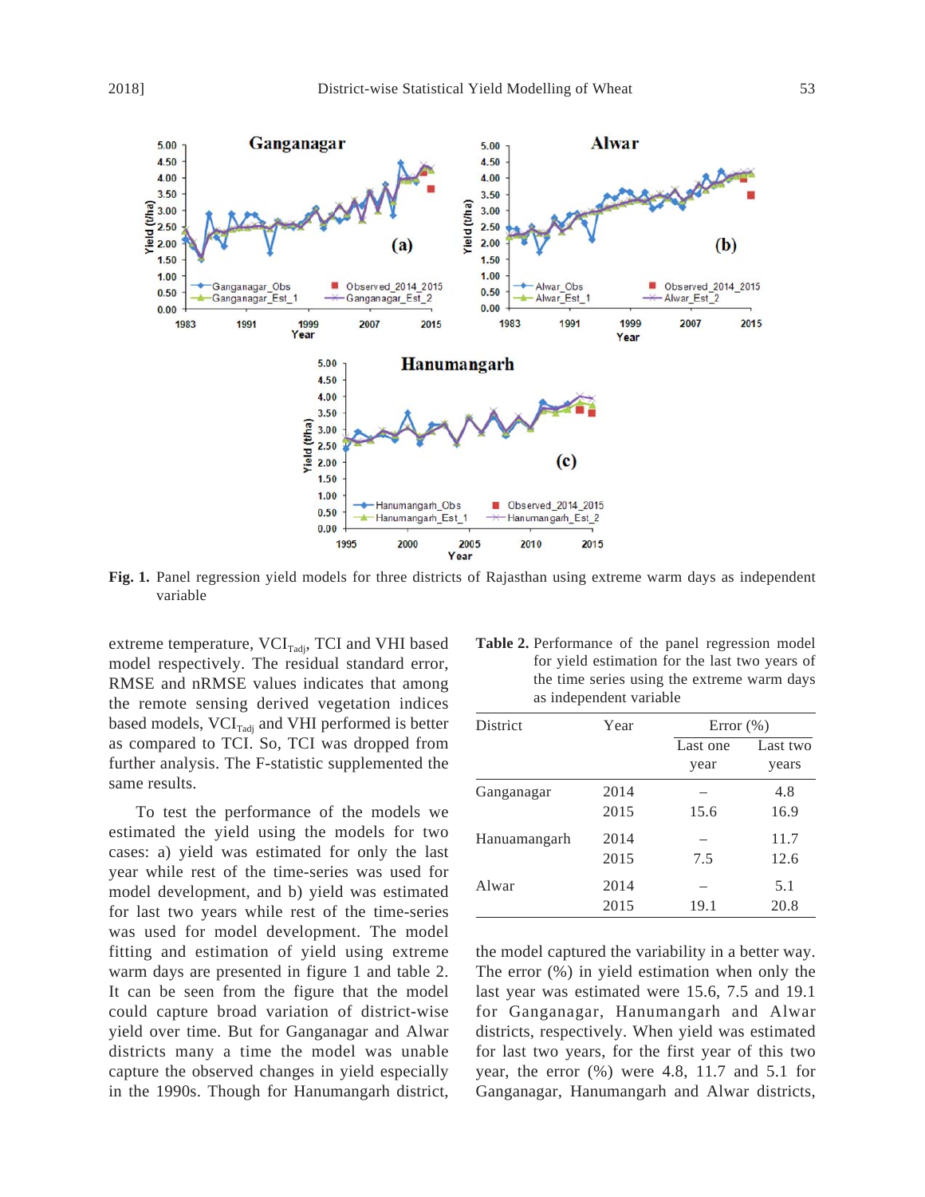Fig. 1. Panel regression yield models for three districts of Rajasthan using extreme warm days as independent variable

extreme temperature, $VCI_{Tadj}$, TCI and VHI based model respectively. The residual standard error, RMSE and nRMSE values indicates that among the remote sensing derived vegetation indices based models, $VCI_{Tadj}$ and VHI performed is better as compared to TCI. So, TCI was dropped from further analysis. The F-statistic supplemented the same results.

To test the performance of the models we estimated the yield using the models for two cases: a) yield was estimated for only the last year while rest of the time-series was used for model development, and b) yield was estimated for last two years while rest of the time-series was used for model development. The model fitting and estimation of yield using extreme warm days are presented in figure 1 and table 2. It can be seen from the figure that the model could capture broad variation of district-wise yield over time. But for Ganganagar and Alwar districts many a time the model was unable capture the observed changes in yield especially in the 1990s. Though for Hanumangarh district, the model captured the variability in a better way. The error (%) in yield estimation when only the last year was estimated were 15.6, 7.5 and 19.1 for Ganganagar, Hanumangarh and Alwar districts, respectively. When yield was estimated for last two years, for the first year of this two year, the error (%) were 4.8, 11.7 and 5.1 for Ganganagar, Hanumangarh and Alwar districts,

**Table 2.** Performance of the panel regression model for yield estimation for the last two years of the time series using the extreme warm days as independent variable

| District | Year | Error (%) | |
|---|---|---|---|
| | | Last one year | Last two years |
| Ganganagar | 2014 | – | 4.8 |
| | 2015 | 15.6 | 16.9 |
| Hanuamangarh | 2014 | – | 11.7 |
| | 2015 | 7.5 | 12.6 |
| Alwar | 2014 | – | 5.1 |
| | 2015 | 19.1 | 20.8 |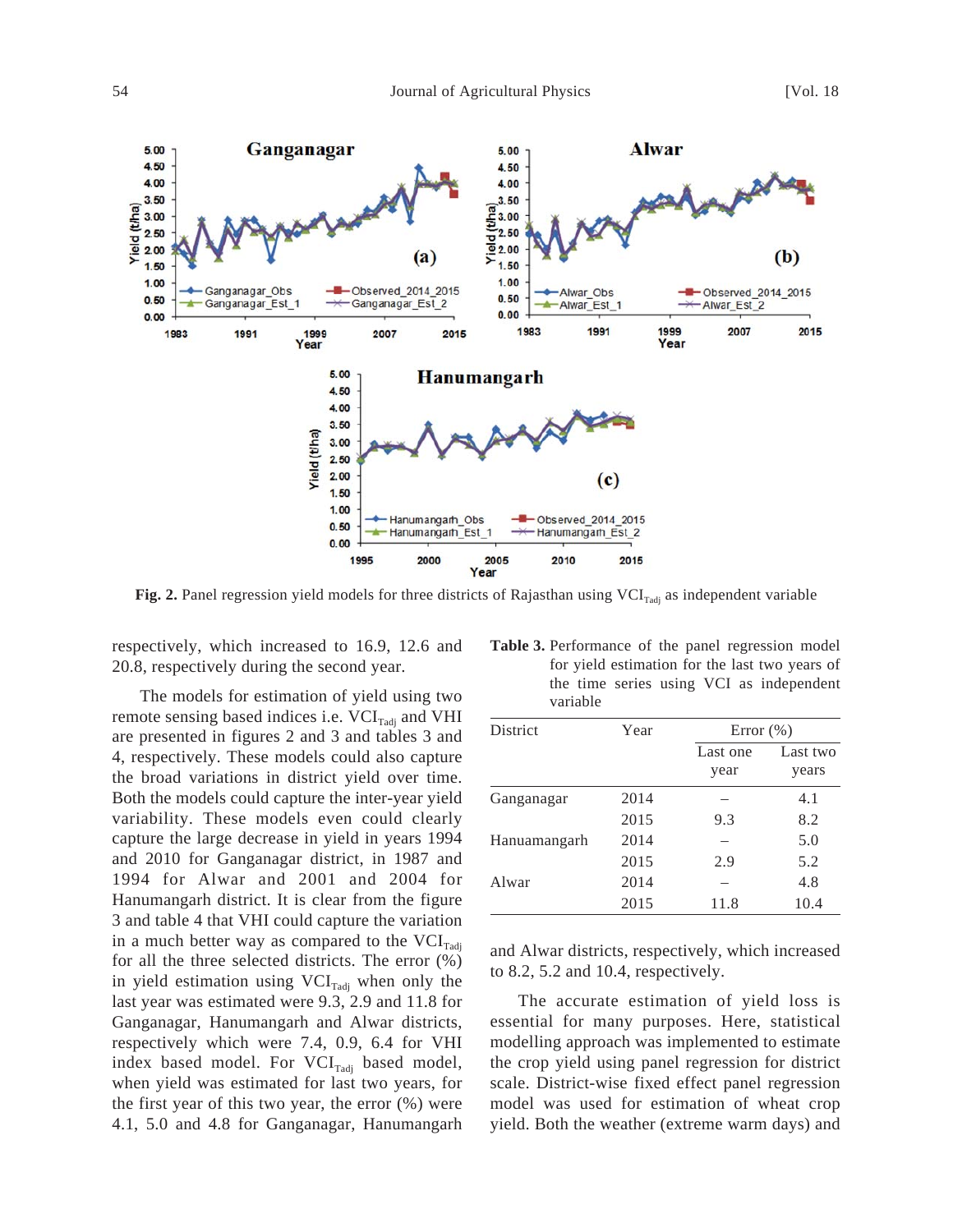Fig. 2. Panel regression yield models for three districts of Rajasthan using $VCI_{Tadj}$ as independent variable

respectively, which increased to 16.9, 12.6 and 20.8, respectively during the second year.

The models for estimation of yield using two remote sensing based indices i.e. $VCI_{Tadj}$ and VHI are presented in figures 2 and 3 and tables 3 and 4, respectively. These models could also capture the broad variations in district yield over time. Both the models could capture the inter-year yield variability. These models even could clearly capture the large decrease in yield in years 1994 and 2010 for Ganganagar district, in 1987 and 1994 for Alwar and 2001 and 2004 for Hanumangarh district. It is clear from the figure 3 and table 4 that VHI could capture the variation in a much better way as compared to the $VCI_{Tadj}$ for all the three selected districts. The error (%) in yield estimation using $VCI_{Tadj}$ when only the last year was estimated were 9.3, 2.9 and 11.8 for Ganganagar, Hanumangarh and Alwar districts, respectively which were 7.4, 0.9, 6.4 for VHI index based model. For $VCI_{Tadj}$ based model, when yield was estimated for last two years, for the first year of this two year, the error (%) were 4.1, 5.0 and 4.8 for Ganganagar, Hanumangarh and Alwar districts, respectively, which increased to 8.2, 5.2 and 10.4, respectively.

**Table 3.** Performance of the panel regression model for yield estimation for the last two years of the time series using VCI as independent variable

| District | Year | Error (%) | |
|---|---|---|---|
| | | Last one year | Last two years |
| Ganganagar | 2014 | – | 4.1 |
| | 2015 | 9.3 | 8.2 |
| Hanuamangarh | 2014 | – | 5.0 |
| | 2015 | 2.9 | 5.2 |
| Alwar | 2014 | – | 4.8 |
| | 2015 | 11.8 | 10.4 |

The accurate estimation of yield loss is essential for many purposes. Here, statistical modelling approach was implemented to estimate the crop yield using panel regression for district scale. District-wise fixed effect panel regression model was used for estimation of wheat crop yield. Both the weather (extreme warm days) and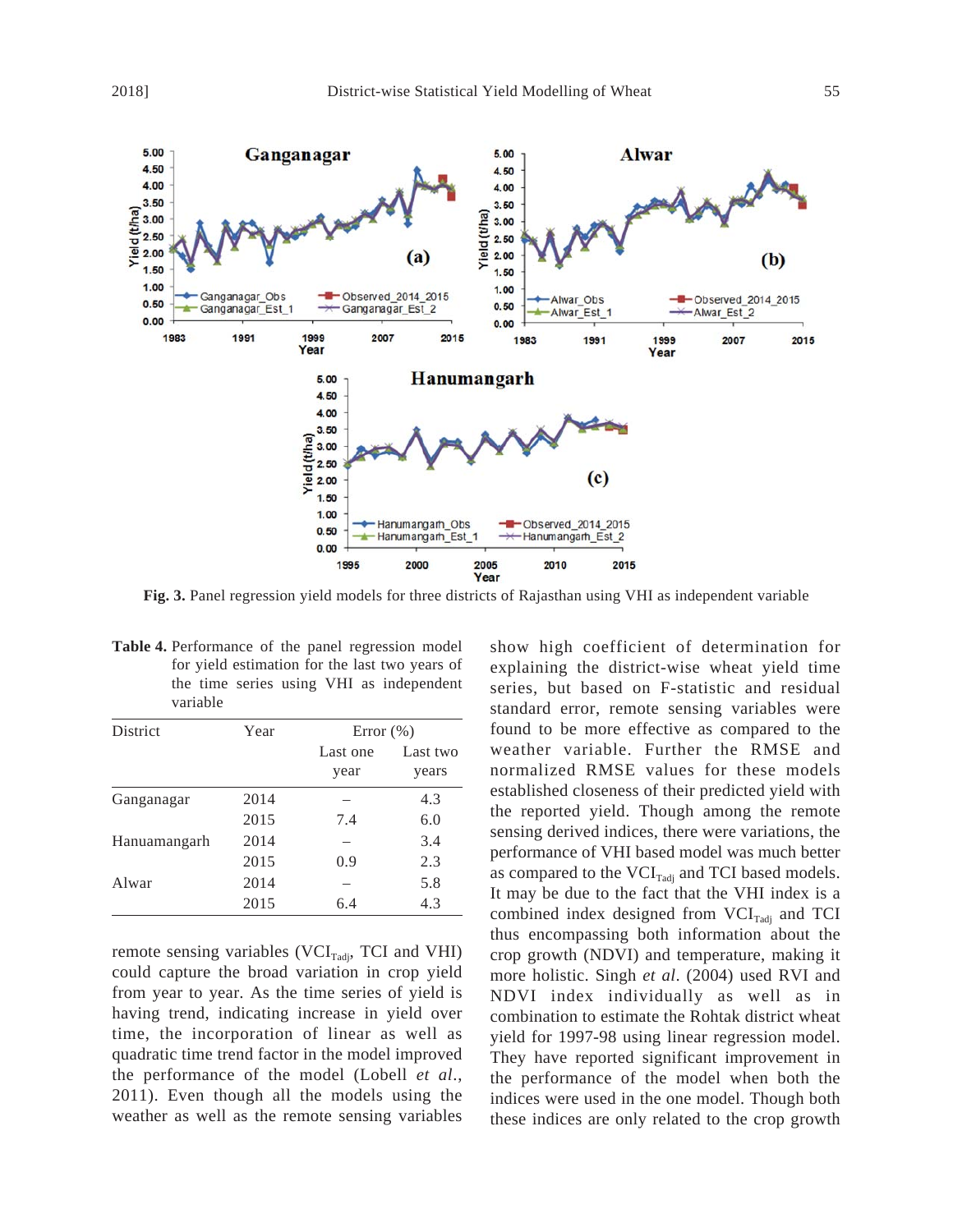Fig. 3. Panel regression yield models for three districts of Rajasthan using VHI as independent variable

**Table 4.** Performance of the panel regression model for yield estimation for the last two years of the time series using VHI as independent variable

| District | Year | Error (%) | |
|---|---|---|---|
| | | Last one year | Last two years |
| Ganganagar | 2014 | – | 4.3 |
| | 2015 | 7.4 | 6.0 |
| Hanuamangarh | 2014 | – | 3.4 |
| | 2015 | 0.9 | 2.3 |
| Alwar | 2014 | – | 5.8 |
| | 2015 | 6.4 | 4.3 |

remote sensing variables ($VCI_{Tadj}$, TCI and VHI) could capture the broad variation in crop yield from year to year. As the time series of yield is having trend, indicating increase in yield over time, the incorporation of linear as well as quadratic time trend factor in the model improved the performance of the model (Lobell *et al.*, 2011). Even though all the models using the weather as well as the remote sensing variables show high coefficient of determination for explaining the district-wise wheat yield time series, but based on F-statistic and residual standard error, remote sensing variables were found to be more effective as compared to the weather variable. Further the RMSE and normalized RMSE values for these models established closeness of their predicted yield with the reported yield. Though among the remote sensing derived indices, there were variations, the performance of VHI based model was much better as compared to the $VCI_{Tadj}$ and TCI based models. It may be due to the fact that the VHI index is a combined index designed from $VCI_{Tadj}$ and TCI thus encompassing both information about the crop growth (NDVI) and temperature, making it more holistic. Singh *et al.* (2004) used RVI and NDVI index individually as well as in combination to estimate the Rohtak district wheat yield for 1997-98 using linear regression model. They have reported significant improvement in the performance of the model when both the indices were used in the one model. Though both these indices are only related to the crop growth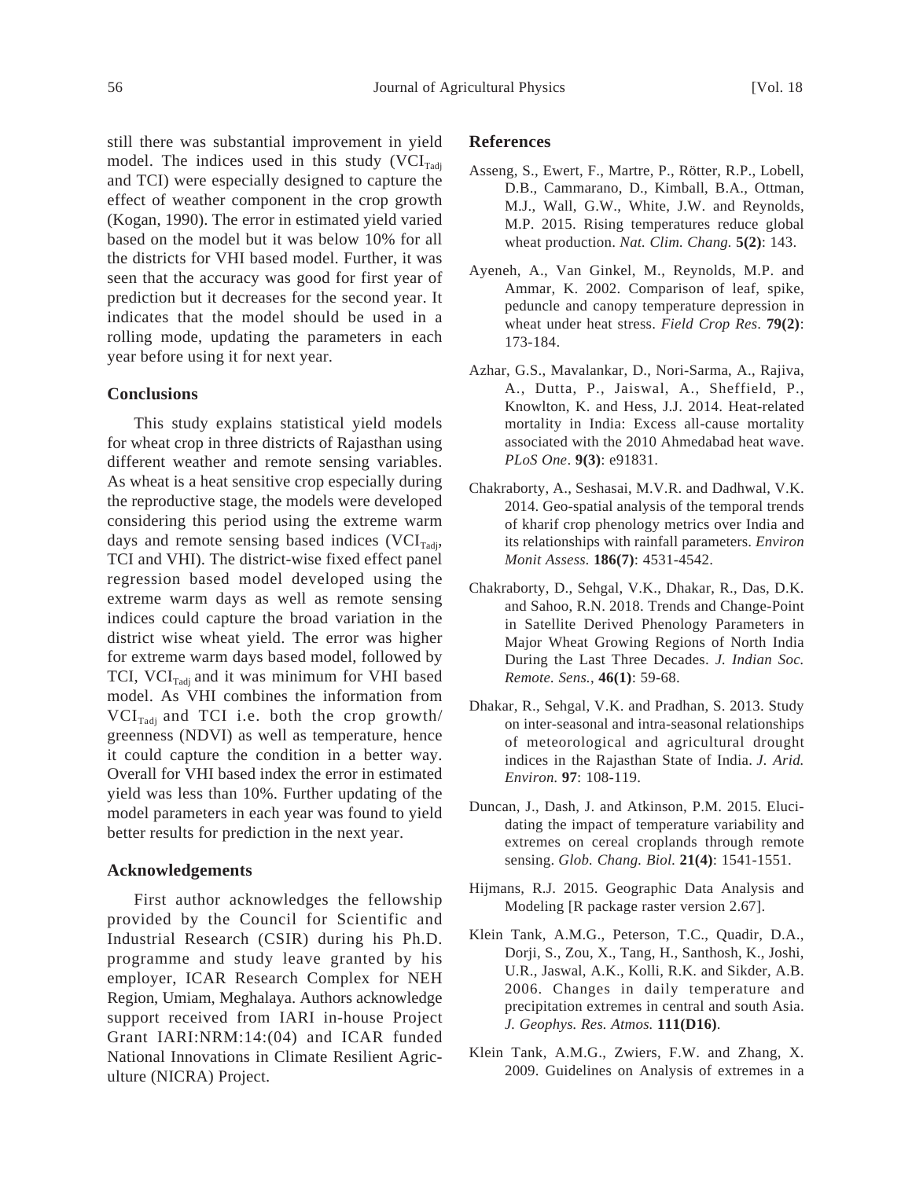still there was substantial improvement in yield model. The indices used in this study ($VCI_{Tadj}$ and TCI) were especially designed to capture the effect of weather component in the crop growth (Kogan, 1990). The error in estimated yield varied based on the model but it was below 10% for all the districts for VHI based model. Further, it was seen that the accuracy was good for first year of prediction but it decreases for the second year. It indicates that the model should be used in a rolling mode, updating the parameters in each year before using it for next year.

## Conclusions

This study explains statistical yield models for wheat crop in three districts of Rajasthan using different weather and remote sensing variables. As wheat is a heat sensitive crop especially during the reproductive stage, the models were developed considering this period using the extreme warm days and remote sensing based indices ($VCI_{Tadj}$, TCI and VHI). The district-wise fixed effect panel regression based model developed using the extreme warm days as well as remote sensing indices could capture the broad variation in the district wise wheat yield. The error was higher for extreme warm days based model, followed by TCI, $VCI_{Tadj}$ and it was minimum for VHI based model. As VHI combines the information from $VCI_{Tadj}$ and TCI i.e. both the crop growth/ greenness (NDVI) as well as temperature, hence it could capture the condition in a better way. Overall for VHI based index the error in estimated yield was less than 10%. Further updating of the model parameters in each year was found to yield better results for prediction in the next year.

## Acknowledgements

First author acknowledges the fellowship provided by the Council for Scientific and Industrial Research (CSIR) during his Ph.D. programme and study leave granted by his employer, ICAR Research Complex for NEH Region, Umiam, Meghalaya. Authors acknowledge support received from IARI in-house Project Grant IARI:NRM:14:(04) and ICAR funded National Innovations in Climate Resilient Agriculture (NICRA) Project.

## References

Asseng, S., Ewert, F., Martre, P., Rötter, R.P., Lobell, D.B., Cammarano, D., Kimball, B.A., Ottman, M.J., Wall, G.W., White, J.W. and Reynolds, M.P. 2015. Rising temperatures reduce global wheat production. *Nat. Clim. Chang.* **5(2)**: 143.

Ayeneh, A., Van Ginkel, M., Reynolds, M.P. and Ammar, K. 2002. Comparison of leaf, spike, peduncle and canopy temperature depression in wheat under heat stress. *Field Crop Res*. **79(2)**: 173-184.

Azhar, G.S., Mavalankar, D., Nori-Sarma, A., Rajiva, A., Dutta, P., Jaiswal, A., Sheffield, P., Knowlton, K. and Hess, J.J. 2014. Heat-related mortality in India: Excess all-cause mortality associated with the 2010 Ahmedabad heat wave. *PLoS One*. **9(3)**: e91831.

Chakraborty, A., Seshasai, M.V.R. and Dadhwal, V.K. 2014. Geo-spatial analysis of the temporal trends of kharif crop phenology metrics over India and its relationships with rainfall parameters. *Environ Monit Assess.* **186(7)**: 4531-4542.

Chakraborty, D., Sehgal, V.K., Dhakar, R., Das, D.K. and Sahoo, R.N. 2018. Trends and Change-Point in Satellite Derived Phenology Parameters in Major Wheat Growing Regions of North India During the Last Three Decades. *J. Indian Soc. Remote. Sens.*, **46(1)**: 59-68.

Dhakar, R., Sehgal, V.K. and Pradhan, S. 2013. Study on inter-seasonal and intra-seasonal relationships of meteorological and agricultural drought indices in the Rajasthan State of India. *J. Arid. Environ.* **97**: 108-119.

Duncan, J., Dash, J. and Atkinson, P.M. 2015. Elucidating the impact of temperature variability and extremes on cereal croplands through remote sensing. *Glob. Chang. Biol.* **21(4)**: 1541-1551.

Hijmans, R.J. 2015. Geographic Data Analysis and Modeling [R package raster version 2.67].

Klein Tank, A.M.G., Peterson, T.C., Quadir, D.A., Dorji, S., Zou, X., Tang, H., Santhosh, K., Joshi, U.R., Jaswal, A.K., Kolli, R.K. and Sikder, A.B. 2006. Changes in daily temperature and precipitation extremes in central and south Asia. *J. Geophys. Res. Atmos.* **111(D16)**.

Klein Tank, A.M.G., Zwiers, F.W. and Zhang, X. 2009. Guidelines on Analysis of extremes in a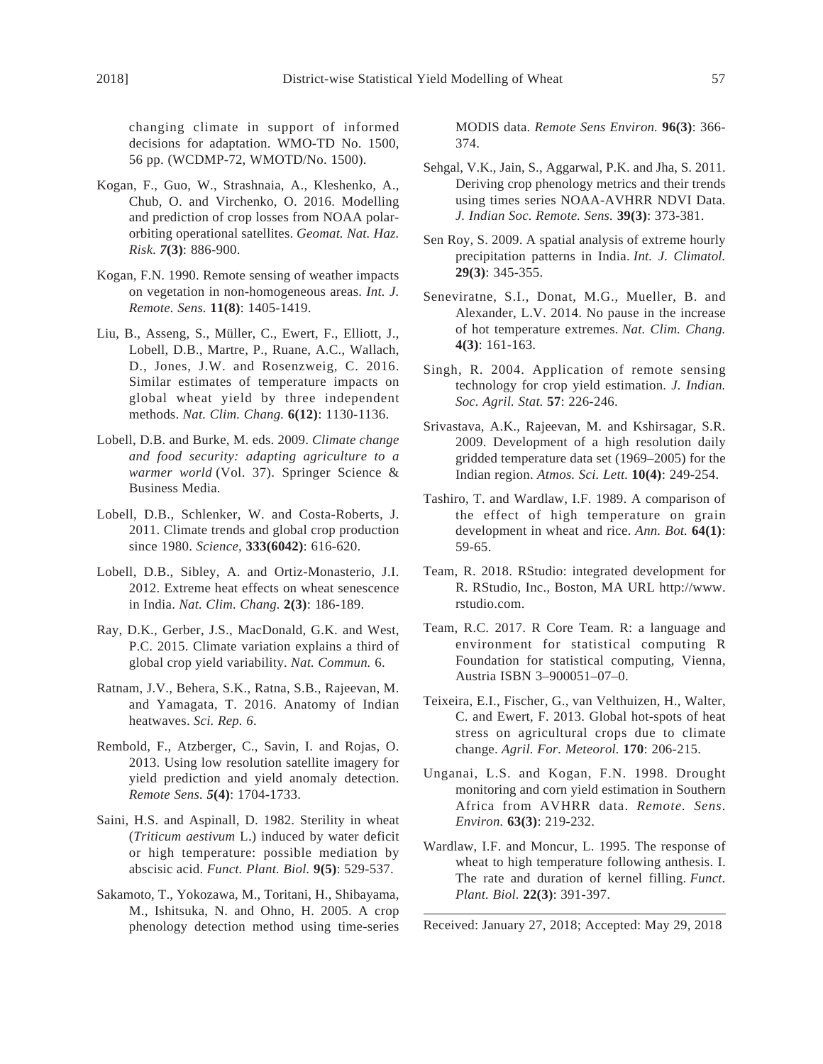changing climate in support of informed decisions for adaptation. WMO-TD No. 1500, 56 pp. (WCDMP-72, WMOTD/No. 1500).

Kogan, F., Guo, W., Strashnaia, A., Kleshenko, A., Chub, O. and Virchenko, O. 2016. Modelling and prediction of crop losses from NOAA polar-orbiting operational satellites. *Geomat. Nat. Haz. Risk.* ***7*(3)**: 886-900.

Kogan, F.N. 1990. Remote sensing of weather impacts on vegetation in non-homogeneous areas. *Int. J. Remote. Sens.* **11(8)**: 1405-1419.

Liu, B., Asseng, S., Müller, C., Ewert, F., Elliott, J., Lobell, D.B., Martre, P., Ruane, A.C., Wallach, D., Jones, J.W. and Rosenzweig, C. 2016. Similar estimates of temperature impacts on global wheat yield by three independent methods. *Nat. Clim. Chang.* **6(12)**: 1130-1136.

Lobell, D.B. and Burke, M. eds. 2009. *Climate change and food security: adapting agriculture to a warmer world* (Vol. 37). Springer Science & Business Media.

Lobell, D.B., Schlenker, W. and Costa-Roberts, J. 2011. Climate trends and global crop production since 1980. *Science*, **333(6042)**: 616-620.

Lobell, D.B., Sibley, A. and Ortiz-Monasterio, J.I. 2012. Extreme heat effects on wheat senescence in India. *Nat. Clim. Chang.* **2(3)**: 186-189.

Ray, D.K., Gerber, J.S., MacDonald, G.K. and West, P.C. 2015. Climate variation explains a third of global crop yield variability. *Nat. Commun.* 6.

Ratnam, J.V., Behera, S.K., Ratna, S.B., Rajeevan, M. and Yamagata, T. 2016. Anatomy of Indian heatwaves. *Sci. Rep. 6*.

Rembold, F., Atzberger, C., Savin, I. and Rojas, O. 2013. Using low resolution satellite imagery for yield prediction and yield anomaly detection. *Remote Sens.* ***5*(4)**: 1704-1733.

Saini, H.S. and Aspinall, D. 1982. Sterility in wheat (*Triticum aestivum* L.) induced by water deficit or high temperature: possible mediation by abscisic acid. *Funct. Plant. Biol.* **9(5)**: 529-537.

Sakamoto, T., Yokozawa, M., Toritani, H., Shibayama, M., Ishitsuka, N. and Ohno, H. 2005. A crop phenology detection method using time-series MODIS data. *Remote Sens Environ.* **96(3)**: 366-374.

Sehgal, V.K., Jain, S., Aggarwal, P.K. and Jha, S. 2011. Deriving crop phenology metrics and their trends using times series NOAA-AVHRR NDVI Data. *J. Indian Soc. Remote. Sens.* **39(3)**: 373-381.

Sen Roy, S. 2009. A spatial analysis of extreme hourly precipitation patterns in India. *Int. J. Climatol.* **29(3)**: 345-355.

Seneviratne, S.I., Donat, M.G., Mueller, B. and Alexander, L.V. 2014. No pause in the increase of hot temperature extremes. *Nat. Clim. Chang.* **4(3)**: 161-163.

Singh, R. 2004. Application of remote sensing technology for crop yield estimation. *J. Indian. Soc. Agril. Stat.* **57**: 226-246.

Srivastava, A.K., Rajeevan, M. and Kshirsagar, S.R. 2009. Development of a high resolution daily gridded temperature data set (1969–2005) for the Indian region. *Atmos. Sci. Lett.* **10(4)**: 249-254.

Tashiro, T. and Wardlaw, I.F. 1989. A comparison of the effect of high temperature on grain development in wheat and rice. *Ann. Bot.* **64(1)**: 59-65.

Team, R. 2018. RStudio: integrated development for R. RStudio, Inc., Boston, MA URL http://www.rstudio.com.

Team, R.C. 2017. R Core Team. R: a language and environment for statistical computing R Foundation for statistical computing, Vienna, Austria ISBN 3–900051–07–0.

Teixeira, E.I., Fischer, G., van Velthuizen, H., Walter, C. and Ewert, F. 2013. Global hot-spots of heat stress on agricultural crops due to climate change. *Agril. For. Meteorol.* **170**: 206-215.

Unganai, L.S. and Kogan, F.N. 1998. Drought monitoring and corn yield estimation in Southern Africa from AVHRR data. *Remote. Sens. Environ.* **63(3)**: 219-232.

Wardlaw, I.F. and Moncur, L. 1995. The response of wheat to high temperature following anthesis. I. The rate and duration of kernel filling. *Funct. Plant. Biol.* **22(3)**: 391-397.

---

Received: January 27, 2018; Accepted: May 29, 2018